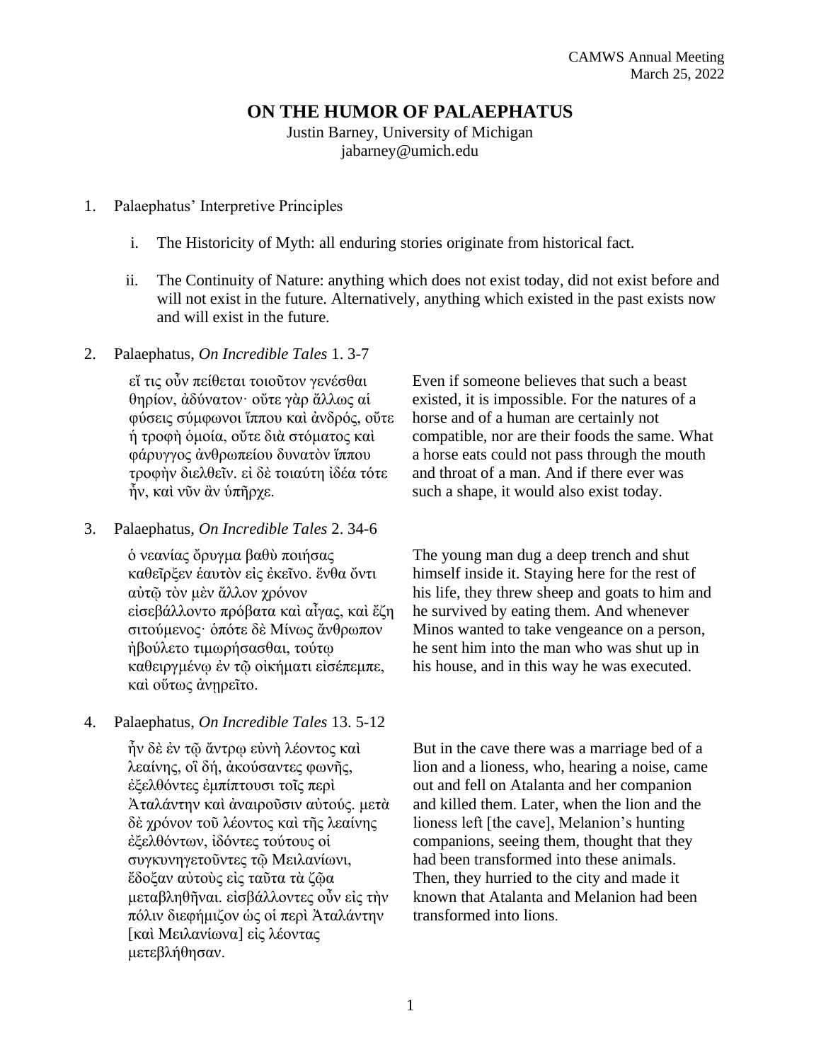CAMWS Annual Meeting
March 25, 2022

# ON THE HUMOR OF PALAEPHATUS

Justin Barney, University of Michigan
jabarney@umich.edu

1. Palaephatus' Interpretive Principles

   i. The Historicity of Myth: all enduring stories originate from historical fact.

   ii. The Continuity of Nature: anything which does not exist today, did not exist before and will not exist in the future. Alternatively, anything which existed in the past exists now and will exist in the future.

2. Palaephatus, *On Incredible Tales* 1. 3-7

   εἴ τις οὖν πείθεται τοιοῦτον γενέσθαι θηρίον, ἀδύνατον· οὔτε γὰρ ἄλλως αἱ φύσεις σύμφωνοι ἵππου καὶ ἀνδρός, οὔτε ἡ τροφὴ ὁμοία, οὔτε διὰ στόματος καὶ φάρυγγος ἀνθρωπείου δυνατὸν ἵππου τροφὴν διελθεῖν. εἰ δὲ τοιαύτη ἰδέα τότε ἦν, καὶ νῦν ἂν ὑπῆρχε.

   Even if someone believes that such a beast existed, it is impossible. For the natures of a horse and of a human are certainly not compatible, nor are their foods the same. What a horse eats could not pass through the mouth and throat of a man. And if there ever was such a shape, it would also exist today.

3. Palaephatus, *On Incredible Tales* 2. 34-6

   ὁ νεανίας ὄρυγμα βαθὺ ποιήσας καθεῖρξεν ἑαυτὸν εἰς ἐκεῖνο. ἔνθα ὄντι αὐτῷ τὸν μὲν ἄλλον χρόνον εἰσεβάλλοντο πρόβατα καὶ αἶγας, καὶ ἔζη σιτούμενος· ὁπότε δὲ Μίνως ἄνθρωπον ἠβούλετο τιμωρήσασθαι, τούτῳ καθειργμένῳ ἐν τῷ οἰκήματι εἰσέπεμπε, καὶ οὕτως ἀνῃρεῖτο.

   The young man dug a deep trench and shut himself inside it. Staying here for the rest of his life, they threw sheep and goats to him and he survived by eating them. And whenever Minos wanted to take vengeance on a person, he sent him into the man who was shut up in his house, and in this way he was executed.

4. Palaephatus, *On Incredible Tales* 13. 5-12

   ἦν δὲ ἐν τῷ ἄντρῳ εὐνὴ λέοντος καὶ λεαίνης, οἳ δή, ἀκούσαντες φωνῆς, ἐξελθόντες ἐμπίπτουσι τοῖς περὶ Ἀταλάντην καὶ ἀναιροῦσιν αὐτούς. μετὰ δὲ χρόνον τοῦ λέοντος καὶ τῆς λεαίνης ἐξελθόντων, ἰδόντες τούτους οἱ συγκυνηγετοῦντες τῷ Μειλανίωνι, ἔδοξαν αὐτοὺς εἰς ταῦτα τὰ ζῷα μεταβληθῆναι. εἰσβάλλοντες οὖν εἰς τὴν πόλιν διεφήμιζον ὡς οἱ περὶ Ἀταλάντην [καὶ Μειλανίωνα] εἰς λέοντας μετεβλήθησαν.

   But in the cave there was a marriage bed of a lion and a lioness, who, hearing a noise, came out and fell on Atalanta and her companion and killed them. Later, when the lion and the lioness left [the cave], Melanion's hunting companions, seeing them, thought that they had been transformed into these animals. Then, they hurried to the city and made it known that Atalanta and Melanion had been transformed into lions.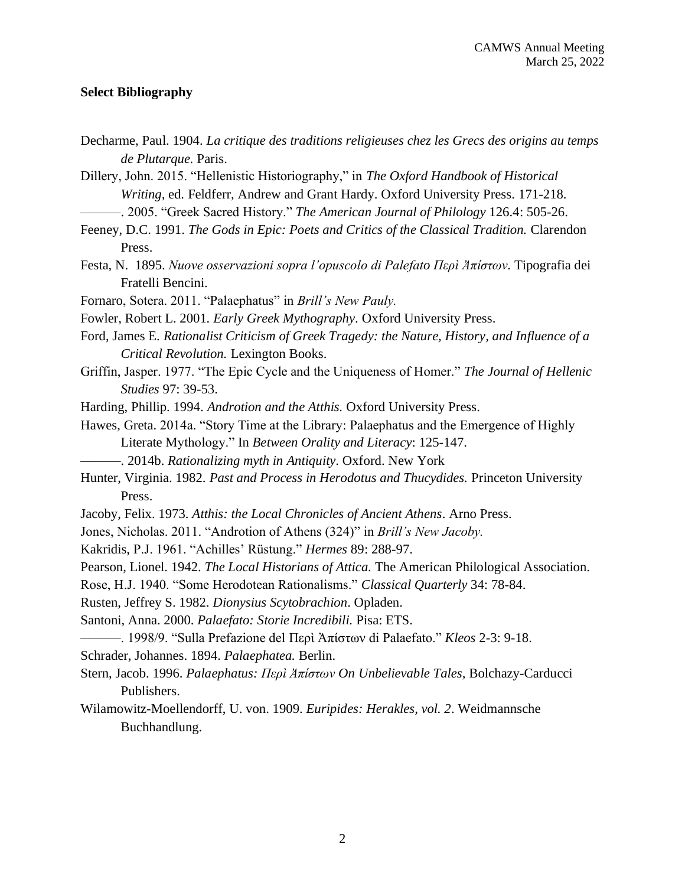**Select Bibliography**

Decharme, Paul. 1904. *La critique des traditions religieuses chez les Grecs des origins au temps de Plutarque.* Paris.

Dillery, John. 2015. "Hellenistic Historiography," in *The Oxford Handbook of Historical Writing*, ed. Feldferr, Andrew and Grant Hardy. Oxford University Press. 171-218.

———. 2005. "Greek Sacred History." *The American Journal of Philology* 126.4: 505-26.

Feeney, D.C. 1991. *The Gods in Epic: Poets and Critics of the Classical Tradition.* Clarendon Press.

Festa, N. 1895. *Nuove osservazioni sopra l'opuscolo di Palefato Περὶ Ἀπίστων*. Tipografia dei Fratelli Bencini.

Fornaro, Sotera. 2011. "Palaephatus" in *Brill's New Pauly.*

Fowler, Robert L. 2001. *Early Greek Mythography*. Oxford University Press.

Ford, James E. *Rationalist Criticism of Greek Tragedy: the Nature, History, and Influence of a Critical Revolution.* Lexington Books.

Griffin, Jasper. 1977. "The Epic Cycle and the Uniqueness of Homer." *The Journal of Hellenic Studies* 97: 39-53.

Harding, Phillip. 1994. *Androtion and the Atthis.* Oxford University Press.

Hawes, Greta. 2014a. "Story Time at the Library: Palaephatus and the Emergence of Highly Literate Mythology." In *Between Orality and Literacy*: 125-147.

———. 2014b. *Rationalizing myth in Antiquity*. Oxford. New York

Hunter, Virginia. 1982. *Past and Process in Herodotus and Thucydides.* Princeton University Press.

Jacoby, Felix. 1973. *Atthis: the Local Chronicles of Ancient Athens*. Arno Press.

Jones, Nicholas. 2011. "Androtion of Athens (324)" in *Brill's New Jacoby.*

Kakridis, P.J. 1961. "Achilles' Rüstung." *Hermes* 89: 288-97.

Pearson, Lionel. 1942. *The Local Historians of Attica.* The American Philological Association.

Rose, H.J. 1940. "Some Herodotean Rationalisms." *Classical Quarterly* 34: 78-84.

Rusten, Jeffrey S. 1982. *Dionysius Scytobrachion*. Opladen.

Santoni, Anna. 2000. *Palaefato: Storie Incredibili.* Pisa: ETS.

———. 1998/9. "Sulla Prefazione del Περὶ Ἀπίστων di Palaefato." *Kleos* 2-3: 9-18.

Schrader, Johannes. 1894. *Palaephatea.* Berlin.

Stern, Jacob. 1996. *Palaephatus: Περὶ Ἀπίστων On Unbelievable Tales*, Bolchazy-Carducci Publishers.

Wilamowitz-Moellendorff, U. von. 1909. *Euripides: Herakles, vol. 2*. Weidmannsche Buchhandlung.